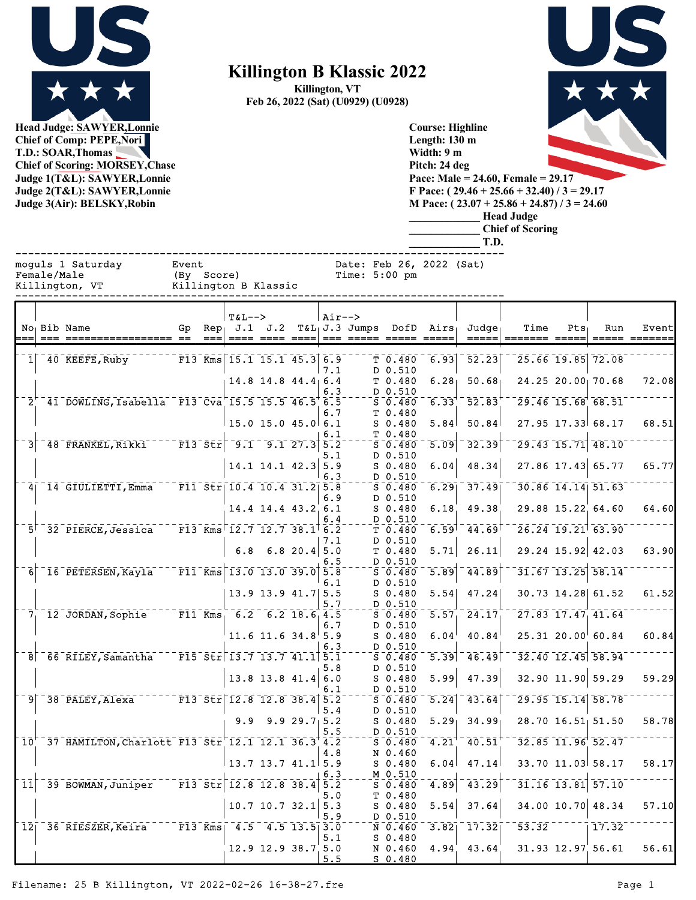# Killington B Klassic 2022

**Killington, VT**
**Feb 26, 2022 (Sat) (U0929) (U0928)**

**Head Judge: SAWYER,Lonnie**
**Chief of Comp: PEPE,Nori**
**T.D.: SOAR,Thomas**
**Chief of Scoring: MORSEY,Chase**
**Judge 1(T&L): SAWYER,Lonnie**
**Judge 2(T&L): SAWYER,Lonnie**
**Judge 3(Air): BELSKY,Robin**

**Course: Highline**
**Length: 130 m**
**Width: 9 m**
**Pitch: 24 deg**
**Pace: Male = 24.60, Female = 29.17**
**F Pace: ( 29.46 + 25.66 + 32.40) / 3 = 29.17**
**M Pace: ( 23.07 + 25.86 + 24.87) / 3 = 24.60**

____________ Head Judge
____________ Chief of Scoring
____________ T.D.

```
moguls 1 Saturday          Event                  Date: Feb 26, 2022 (Sat)
Female/Male                (By  Score)            Time: 5:00 pm
Killington, VT             Killington B Klassic
```

| No | Bib | Name | Gp | Rep | J.1 | J.2 | T&L | J.3 | Jumps | DofD | Airs | Judge | Time | Pts | Run | Event |
|---|---|---|---|---|---|---|---|---|---|---|---|---|---|---|---|---|
| 1 | 40 | KEEFE,Ruby | F13 | Kms | 15.1 | 15.1 | 45.3 | 6.9 | T | 0.480 | 6.93 | 52.23 | 25.66 | 19.85 | 72.08 | |
| | | | | | | | | 7.1 | D | 0.510 | | | | | | |
| | | | | | 14.8 | 14.8 | 44.4 | 6.4 | T | 0.480 | 6.28 | 50.68 | 24.25 | 20.00 | 70.68 | 72.08 |
| | | | | | | | | 6.3 | D | 0.510 | | | | | | |
| 2 | 41 | DOWLING,Isabella | F13 | Cva | 15.5 | 15.5 | 46.5 | 6.5 | S | 0.480 | 6.33 | 52.83 | 29.46 | 15.68 | 68.51 | |
| | | | | | | | | 6.7 | T | 0.480 | | | | | | |
| | | | | | 15.0 | 15.0 | 45.0 | 6.1 | S | 0.480 | 5.84 | 50.84 | 27.95 | 17.33 | 68.17 | 68.51 |
| | | | | | | | | 6.1 | T | 0.480 | | | | | | |
| 3 | 48 | FRANKEL,Rikki | F13 | Str | 9.1 | 9.1 | 27.3 | 5.2 | S | 0.480 | 5.09 | 32.39 | 29.43 | 15.71 | 48.10 | |
| | | | | | | | | 5.1 | D | 0.510 | | | | | | |
| | | | | | 14.1 | 14.1 | 42.3 | 5.9 | S | 0.480 | 6.04 | 48.34 | 27.86 | 17.43 | 65.77 | 65.77 |
| | | | | | | | | 6.3 | D | 0.510 | | | | | | |
| 4 | 14 | GIULIETTI,Emma | F11 | Str | 10.4 | 10.4 | 31.2 | 5.8 | S | 0.480 | 6.29 | 37.49 | 30.86 | 14.14 | 51.63 | |
| | | | | | | | | 6.9 | D | 0.510 | | | | | | |
| | | | | | 14.4 | 14.4 | 43.2 | 6.1 | S | 0.480 | 6.18 | 49.38 | 29.88 | 15.22 | 64.60 | 64.60 |
| | | | | | | | | 6.4 | D | 0.510 | | | | | | |
| 5 | 32 | PIERCE,Jessica | F13 | Kms | 12.7 | 12.7 | 38.1 | 6.2 | T | 0.480 | 6.59 | 44.69 | 26.24 | 19.21 | 63.90 | |
| | | | | | | | | 7.1 | D | 0.510 | | | | | | |
| | | | | | 6.8 | 6.8 | 20.4 | 5.0 | T | 0.480 | 5.71 | 26.11 | 29.24 | 15.92 | 42.03 | 63.90 |
| | | | | | | | | 6.5 | D | 0.510 | | | | | | |
| 6 | 16 | PETERSEN,Kayla | F11 | Kms | 13.0 | 13.0 | 39.0 | 5.8 | S | 0.480 | 5.89 | 44.89 | 31.67 | 13.25 | 58.14 | |
| | | | | | | | | 6.1 | D | 0.510 | | | | | | |
| | | | | | 13.9 | 13.9 | 41.7 | 5.5 | S | 0.480 | 5.54 | 47.24 | 30.73 | 14.28 | 61.52 | 61.52 |
| | | | | | | | | 5.7 | D | 0.510 | | | | | | |
| 7 | 12 | JORDAN,Sophie | F11 | Kms | 6.2 | 6.2 | 18.6 | 4.5 | S | 0.480 | 5.57 | 24.17 | 27.83 | 17.47 | 41.64 | |
| | | | | | | | | 6.7 | D | 0.510 | | | | | | |
| | | | | | 11.6 | 11.6 | 34.8 | 5.9 | S | 0.480 | 6.04 | 40.84 | 25.31 | 20.00 | 60.84 | 60.84 |
| | | | | | | | | 6.3 | D | 0.510 | | | | | | |
| 8 | 66 | RILEY,Samantha | F15 | Str | 13.7 | 13.7 | 41.1 | 5.1 | S | 0.480 | 5.39 | 46.49 | 32.40 | 12.45 | 58.94 | |
| | | | | | | | | 5.8 | D | 0.510 | | | | | | |
| | | | | | 13.8 | 13.8 | 41.4 | 6.0 | S | 0.480 | 5.99 | 47.39 | 32.90 | 11.90 | 59.29 | 59.29 |
| | | | | | | | | 6.1 | D | 0.510 | | | | | | |
| 9 | 38 | PALEY,Alexa | F13 | Str | 12.8 | 12.8 | 38.4 | 5.2 | S | 0.480 | 5.24 | 43.64 | 29.95 | 15.14 | 58.78 | |
| | | | | | | | | 5.4 | D | 0.510 | | | | | | |
| | | | | | 9.9 | 9.9 | 29.7 | 5.2 | S | 0.480 | 5.29 | 34.99 | 28.70 | 16.51 | 51.50 | 58.78 |
| | | | | | | | | 5.5 | D | 0.510 | | | | | | |
| 10 | 37 | HAMILTON,Charlott | F13 | Str | 12.1 | 12.1 | 36.3 | 4.2 | S | 0.480 | 4.21 | 40.51 | 32.85 | 11.96 | 52.47 | |
| | | | | | | | | 4.8 | N | 0.460 | | | | | | |
| | | | | | 13.7 | 13.7 | 41.1 | 5.9 | S | 0.480 | 6.04 | 47.14 | 33.70 | 11.03 | 58.17 | 58.17 |
| | | | | | | | | 6.3 | M | 0.510 | | | | | | |
| 11 | 39 | BOWMAN,Juniper | F13 | Str | 12.8 | 12.8 | 38.4 | 5.2 | S | 0.480 | 4.89 | 43.29 | 31.16 | 13.81 | 57.10 | |
| | | | | | | | | 5.0 | T | 0.480 | | | | | | |
| | | | | | 10.7 | 10.7 | 32.1 | 5.3 | S | 0.480 | 5.54 | 37.64 | 34.00 | 10.70 | 48.34 | 57.10 |
| | | | | | | | | 5.9 | D | 0.510 | | | | | | |
| 12 | 36 | RIESZER,Keira | F13 | Kms | 4.5 | 4.5 | 13.5 | 3.0 | N | 0.460 | 3.82 | 17.32 | 53.32 | | 17.32 | |
| | | | | | | | | 5.1 | S | 0.480 | | | | | | |
| | | | | | 12.9 | 12.9 | 38.7 | 5.0 | N | 0.460 | 4.94 | 43.64 | 31.93 | 12.97 | 56.61 | 56.61 |
| | | | | | | | | 5.5 | S | 0.480 | | | | | | |

Filename: 25 B Killington, VT 2022-02-26 16-38-27.fre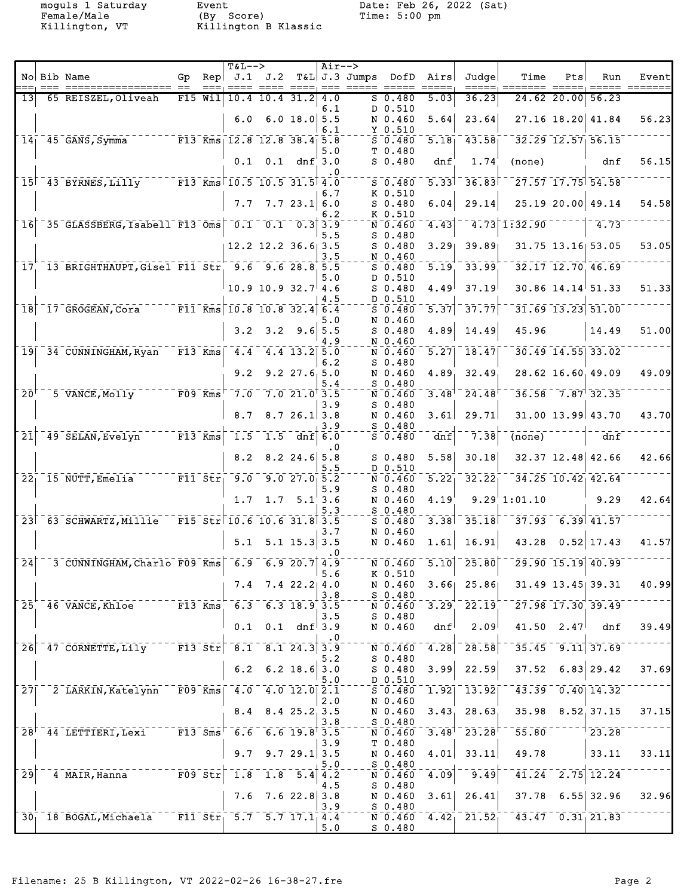moguls 1 Saturday
Female/Male
Killington, VT

Event
(By Score)
Killington B Klassic

Date: Feb 26, 2022 (Sat)
Time: 5:00 pm

| No | Bib | Name | Gp | Rep | T&L--> J.1 | J.2 | T&L | Air--> J.3 | Jumps | DofD | Airs | Judge | Time | Pts | Run | Event |
|---|---|---|---|---|---|---|---|---|---|---|---|---|---|---|---|---|
| 13 | 65 | REISZEL,Oliveah | F15 | Wil | 10.4 | 10.4 | 31.2 | 4.0 | S | 0.480 | 5.03 | 36.23 | 24.62 | 20.00 | 56.23 | |
| | | | | | | | | 6.1 | D | 0.510 | | | | | | |
| | | | | | 6.0 | 6.0 | 18.0 | 5.5 | N | 0.460 | 5.64 | 23.64 | 27.16 | 18.20 | 41.84 | 56.23 |
| | | | | | | | | 6.1 | Y | 0.510 | | | | | | |
| 14 | 45 | GANS,Symma | F13 | Kms | 12.8 | 12.8 | 38.4 | 5.8 | S | 0.480 | 5.18 | 43.58 | 32.29 | 12.57 | 56.15 | |
| | | | | | | | | 5.0 | T | 0.480 | | | | | | |
| | | | | | 0.1 | 0.1 | dnf | 3.0 | S | 0.480 | dnf | 1.74 | (none) | | dnf | 56.15 |
| | | | | | | | | .0 | | | | | | | | |
| 15 | 43 | BYRNES,Lilly | F13 | Kms | 10.5 | 10.5 | 31.5 | 4.0 | S | 0.480 | 5.33 | 36.83 | 27.57 | 17.75 | 54.58 | |
| | | | | | | | | 6.7 | K | 0.510 | | | | | | |
| | | | | | 7.7 | 7.7 | 23.1 | 6.0 | S | 0.480 | 6.04 | 29.14 | 25.19 | 20.00 | 49.14 | 54.58 |
| | | | | | | | | 6.2 | K | 0.510 | | | | | | |
| 16 | 35 | GLASSBERG,Isabell | F13 | Oms | 0.1 | 0.1 | 0.3 | 3.9 | N | 0.460 | 4.43 | 4.73 | 1:32.90 | | 4.73 | |
| | | | | | | | | 5.5 | S | 0.480 | | | | | | |
| | | | | | 12.2 | 12.2 | 36.6 | 3.5 | S | 0.480 | 3.29 | 39.89 | 31.75 | 13.16 | 53.05 | 53.05 |
| | | | | | | | | 3.5 | N | 0.460 | | | | | | |
| 17 | 13 | BRIGHTHAUPT,Gisel | F11 | Str | 9.6 | 9.6 | 28.8 | 5.5 | S | 0.480 | 5.19 | 33.99 | 32.17 | 12.70 | 46.69 | |
| | | | | | | | | 5.0 | D | 0.510 | | | | | | |
| | | | | | 10.9 | 10.9 | 32.7 | 4.6 | S | 0.480 | 4.49 | 37.19 | 30.86 | 14.14 | 51.33 | 51.33 |
| | | | | | | | | 4.5 | D | 0.510 | | | | | | |
| 18 | 17 | GROGEAN,Cora | F11 | Kms | 10.8 | 10.8 | 32.4 | 6.4 | S | 0.480 | 5.37 | 37.77 | 31.69 | 13.23 | 51.00 | |
| | | | | | | | | 5.0 | N | 0.460 | | | | | | |
| | | | | | 3.2 | 3.2 | 9.6 | 5.5 | S | 0.480 | 4.89 | 14.49 | 45.96 | | 14.49 | 51.00 |
| | | | | | | | | 4.9 | N | 0.460 | | | | | | |
| 19 | 34 | CUNNINGHAM,Ryan | F13 | Kms | 4.4 | 4.4 | 13.2 | 5.0 | N | 0.460 | 5.27 | 18.47 | 30.49 | 14.55 | 33.02 | |
| | | | | | | | | 6.2 | S | 0.480 | | | | | | |
| | | | | | 9.2 | 9.2 | 27.6 | 5.0 | N | 0.460 | 4.89 | 32.49 | 28.62 | 16.60 | 49.09 | 49.09 |
| | | | | | | | | 5.4 | S | 0.480 | | | | | | |
| 20 | 5 | VANCE,Molly | F09 | Kms | 7.0 | 7.0 | 21.0 | 3.5 | N | 0.460 | 3.48 | 24.48 | 36.58 | 7.87 | 32.35 | |
| | | | | | | | | 3.9 | S | 0.480 | | | | | | |
| | | | | | 8.7 | 8.7 | 26.1 | 3.8 | N | 0.460 | 3.61 | 29.71 | 31.00 | 13.99 | 43.70 | 43.70 |
| | | | | | | | | 3.9 | S | 0.480 | | | | | | |
| 21 | 49 | SELAN,Evelyn | F13 | Kms | 1.5 | 1.5 | dnf | 6.0 | S | 0.480 | dnf | 7.38 | (none) | | dnf | |
| | | | | | | | | .0 | | | | | | | | |
| | | | | | 8.2 | 8.2 | 24.6 | 5.8 | S | 0.480 | 5.58 | 30.18 | 32.37 | 12.48 | 42.66 | 42.66 |
| | | | | | | | | 5.5 | D | 0.510 | | | | | | |
| 22 | 15 | NUTT,Emelia | F11 | Str | 9.0 | 9.0 | 27.0 | 5.2 | N | 0.460 | 5.22 | 32.22 | 34.25 | 10.42 | 42.64 | |
| | | | | | | | | 5.9 | S | 0.480 | | | | | | |
| | | | | | 1.7 | 1.7 | 5.1 | 3.6 | N | 0.460 | 4.19 | 9.29 | 1:01.10 | | 9.29 | 42.64 |
| | | | | | | | | 5.3 | S | 0.480 | | | | | | |
| 23 | 63 | SCHWARTZ,Millie | F15 | Str | 10.6 | 10.6 | 31.8 | 3.5 | S | 0.480 | 3.38 | 35.18 | 37.93 | 6.39 | 41.57 | |
| | | | | | | | | 3.7 | N | 0.460 | | | | | | |
| | | | | | 5.1 | 5.1 | 15.3 | 3.5 | N | 0.460 | 1.61 | 16.91 | 43.28 | 0.52 | 17.43 | 41.57 |
| | | | | | | | | .0 | | | | | | | | |
| 24 | 3 | CUNNINGHAM,Charlo | F09 | Kms | 6.9 | 6.9 | 20.7 | 4.9 | N | 0.460 | 5.10 | 25.80 | 29.90 | 15.19 | 40.99 | |
| | | | | | | | | 5.6 | K | 0.510 | | | | | | |
| | | | | | 7.4 | 7.4 | 22.2 | 4.0 | N | 0.460 | 3.66 | 25.86 | 31.49 | 13.45 | 39.31 | 40.99 |
| | | | | | | | | 3.8 | S | 0.480 | | | | | | |
| 25 | 46 | VANCE,Khloe | F13 | Kms | 6.3 | 6.3 | 18.9 | 3.5 | N | 0.460 | 3.29 | 22.19 | 27.98 | 17.30 | 39.49 | |
| | | | | | | | | 3.5 | S | 0.480 | | | | | | |
| | | | | | 0.1 | 0.1 | dnf | 3.9 | N | 0.460 | dnf | 2.09 | 41.50 | 2.47 | dnf | 39.49 |
| | | | | | | | | .0 | | | | | | | | |
| 26 | 47 | CORNETTE,Lily | F13 | Str | 8.1 | 8.1 | 24.3 | 3.9 | N | 0.460 | 4.28 | 28.58 | 35.45 | 9.11 | 37.69 | |
| | | | | | | | | 5.2 | S | 0.480 | | | | | | |
| | | | | | 6.2 | 6.2 | 18.6 | 3.0 | S | 0.480 | 3.99 | 22.59 | 37.52 | 6.83 | 29.42 | 37.69 |
| | | | | | | | | 5.0 | D | 0.510 | | | | | | |
| 27 | 2 | LARKIN,Katelynn | F09 | Kms | 4.0 | 4.0 | 12.0 | 2.1 | S | 0.480 | 1.92 | 13.92 | 43.39 | 0.40 | 14.32 | |
| | | | | | | | | 2.0 | N | 0.460 | | | | | | |
| | | | | | 8.4 | 8.4 | 25.2 | 3.5 | N | 0.460 | 3.43 | 28.63 | 35.98 | 8.52 | 37.15 | 37.15 |
| | | | | | | | | 3.8 | S | 0.480 | | | | | | |
| 28 | 44 | LETTIERI,Lexi | F13 | Sms | 6.6 | 6.6 | 19.8 | 3.5 | N | 0.460 | 3.48 | 23.28 | 55.80 | | 23.28 | |
| | | | | | | | | 3.9 | T | 0.480 | | | | | | |
| | | | | | 9.7 | 9.7 | 29.1 | 3.5 | N | 0.460 | 4.01 | 33.11 | 49.78 | | 33.11 | 33.11 |
| | | | | | | | | 5.0 | S | 0.480 | | | | | | |
| 29 | 4 | MAIR,Hanna | F09 | Str | 1.8 | 1.8 | 5.4 | 4.2 | N | 0.460 | 4.09 | 9.49 | 41.24 | 2.75 | 12.24 | |
| | | | | | | | | 4.5 | S | 0.480 | | | | | | |
| | | | | | 7.6 | 7.6 | 22.8 | 3.8 | N | 0.460 | 3.61 | 26.41 | 37.78 | 6.55 | 32.96 | 32.96 |
| | | | | | | | | 3.9 | S | 0.480 | | | | | | |
| 30 | 18 | BOGAL,Michaela | F11 | Str | 5.7 | 5.7 | 17.1 | 4.4 | N | 0.460 | 4.42 | 21.52 | 43.47 | 0.31 | 21.83 | |
| | | | | | | | | 5.0 | S | 0.480 | | | | | | |

Filename: 25 B Killington, VT 2022-02-26 16-38-27.fre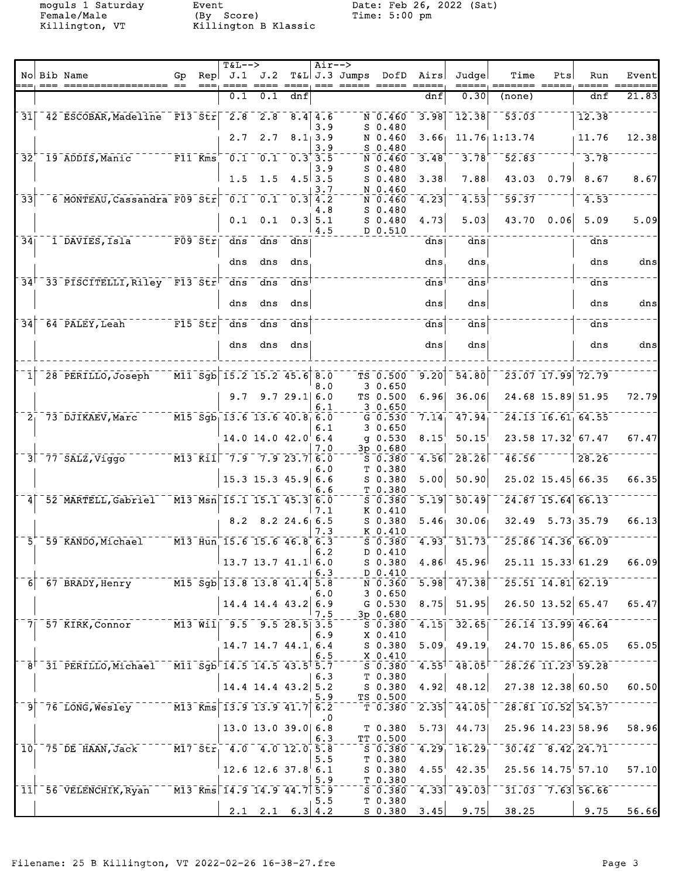moguls 1 Saturday
Female/Male
Killington, VT

Event
(By Score)
Killington B Klassic

Date: Feb 26, 2022 (Sat)
Time: 5:00 pm

| No | Bib | Name | Gp | Rep | J.1 | J.2 | T&L | J.3 | Jumps | DofD | Airs | Judge | Time | Pts | Run | Event |
|---|---|---|---|---|---|---|---|---|---|---|---|---|---|---|---|---|
| | | | | | 0.1 | 0.1 | dnf | | | | dnf | 0.30 | (none) | | dnf | 21.83 |
| 31 | 42 | ESCOBAR,Madeline | F13 | Str | 2.8 | 2.8 | 8.4 | 4.6 | N | 0.460 | 3.98 | 12.38 | 53.03 | | 12.38 | |
| | | | | | | | | 3.9 | S | 0.480 | | | | | | |
| | | | | | 2.7 | 2.7 | 8.1 | 3.9 | N | 0.460 | 3.66 | 11.76 | 1:13.74 | | 11.76 | 12.38 |
| | | | | | | | | 3.9 | S | 0.480 | | | | | | |
| 32 | 19 | ADDIS,Manic | F11 | Kms | 0.1 | 0.1 | 0.3 | 3.5 | N | 0.460 | 3.48 | 3.78 | 52.83 | | 3.78 | |
| | | | | | | | | 3.9 | S | 0.480 | | | | | | |
| | | | | | 1.5 | 1.5 | 4.5 | 3.5 | S | 0.480 | 3.38 | 7.88 | 43.03 | 0.79 | 8.67 | 8.67 |
| | | | | | | | | 3.7 | N | 0.460 | | | | | | |
| 33 | 6 | MONTEAU,Cassandra | F09 | Str | 0.1 | 0.1 | 0.3 | 4.2 | N | 0.460 | 4.23 | 4.53 | 59.37 | | 4.53 | |
| | | | | | | | | 4.8 | S | 0.480 | | | | | | |
| | | | | | 0.1 | 0.1 | 0.3 | 5.1 | S | 0.480 | 4.73 | 5.03 | 43.70 | 0.06 | 5.09 | 5.09 |
| | | | | | | | | 4.5 | D | 0.510 | | | | | | |
| 34 | 1 | DAVIES,Isla | F09 | Str | dns | dns | dns | | | | dns | dns | | | dns | |
| | | | | | dns | dns | dns | | | | dns | dns | | | dns | dns |
| 34 | 33 | PISCITELLI,Riley | F13 | Str | dns | dns | dns | | | | dns | dns | | | dns | |
| | | | | | dns | dns | dns | | | | dns | dns | | | dns | dns |
| 34 | 64 | PALEY,Leah | F15 | Str | dns | dns | dns | | | | dns | dns | | | dns | |
| | | | | | dns | dns | dns | | | | dns | dns | | | dns | dns |
| 1 | 28 | PERILLO,Joseph | M11 | Sgb | 15.2 | 15.2 | 45.6 | 8.0 | TS | 0.500 | 9.20 | 54.80 | 23.07 | 17.99 | 72.79 | |
| | | | | | | | | 8.0 | 3 | 0.650 | | | | | | |
| | | | | | 9.7 | 9.7 | 29.1 | 6.0 | TS | 0.500 | 6.96 | 36.06 | 24.68 | 15.89 | 51.95 | 72.79 |
| | | | | | | | | 6.1 | 3 | 0.650 | | | | | | |
| 2 | 73 | DJIKAEV,Marc | M15 | Sgb | 13.6 | 13.6 | 40.8 | 6.0 | G | 0.530 | 7.14 | 47.94 | 24.13 | 16.61 | 64.55 | |
| | | | | | | | | 6.1 | 3 | 0.650 | | | | | | |
| | | | | | 14.0 | 14.0 | 42.0 | 6.4 | g | 0.530 | 8.15 | 50.15 | 23.58 | 17.32 | 67.47 | 67.47 |
| | | | | | | | | 7.0 | 3p | 0.680 | | | | | | |
| 3 | 77 | SALZ,Viggo | M13 | Kil | 7.9 | 7.9 | 23.7 | 6.0 | S | 0.380 | 4.56 | 28.26 | 46.56 | | 28.26 | |
| | | | | | | | | 6.0 | T | 0.380 | | | | | | |
| | | | | | 15.3 | 15.3 | 45.9 | 6.6 | S | 0.380 | 5.00 | 50.90 | 25.02 | 15.45 | 66.35 | 66.35 |
| | | | | | | | | 6.6 | T | 0.380 | | | | | | |
| 4 | 52 | MARTELL,Gabriel | M13 | Msn | 15.1 | 15.1 | 45.3 | 6.0 | S | 0.380 | 5.19 | 50.49 | 24.87 | 15.64 | 66.13 | |
| | | | | | | | | 7.1 | K | 0.410 | | | | | | |
| | | | | | 8.2 | 8.2 | 24.6 | 6.5 | S | 0.380 | 5.46 | 30.06 | 32.49 | 5.73 | 35.79 | 66.13 |
| | | | | | | | | 7.3 | K | 0.410 | | | | | | |
| 5 | 59 | KANDO,Michael | M13 | Hun | 15.6 | 15.6 | 46.8 | 6.3 | S | 0.380 | 4.93 | 51.73 | 25.86 | 14.36 | 66.09 | |
| | | | | | | | | 6.2 | D | 0.410 | | | | | | |
| | | | | | 13.7 | 13.7 | 41.1 | 6.0 | S | 0.380 | 4.86 | 45.96 | 25.11 | 15.33 | 61.29 | 66.09 |
| | | | | | | | | 6.3 | D | 0.410 | | | | | | |
| 6 | 67 | BRADY,Henry | M15 | Sgb | 13.8 | 13.8 | 41.4 | 5.8 | N | 0.360 | 5.98 | 47.38 | 25.51 | 14.81 | 62.19 | |
| | | | | | | | | 6.0 | 3 | 0.650 | | | | | | |
| | | | | | 14.4 | 14.4 | 43.2 | 6.9 | G | 0.530 | 8.75 | 51.95 | 26.50 | 13.52 | 65.47 | 65.47 |
| | | | | | | | | 7.5 | 3p | 0.680 | | | | | | |
| 7 | 57 | KIRK,Connor | M13 | Wil | 9.5 | 9.5 | 28.5 | 3.5 | S | 0.380 | 4.15 | 32.65 | 26.14 | 13.99 | 46.64 | |
| | | | | | | | | 6.9 | X | 0.410 | | | | | | |
| | | | | | 14.7 | 14.7 | 44.1 | 6.4 | S | 0.380 | 5.09 | 49.19 | 24.70 | 15.86 | 65.05 | 65.05 |
| | | | | | | | | 6.5 | X | 0.410 | | | | | | |
| 8 | 31 | PERILLO,Michael | M11 | Sgb | 14.5 | 14.5 | 43.5 | 5.7 | S | 0.380 | 4.55 | 48.05 | 28.26 | 11.23 | 59.28 | |
| | | | | | | | | 6.3 | T | 0.380 | | | | | | |
| | | | | | 14.4 | 14.4 | 43.2 | 5.2 | S | 0.380 | 4.92 | 48.12 | 27.38 | 12.38 | 60.50 | 60.50 |
| | | | | | | | | 5.9 | TS | 0.500 | | | | | | |
| 9 | 76 | LONG,Wesley | M13 | Kms | 13.9 | 13.9 | 41.7 | 6.2 | T | 0.380 | 2.35 | 44.05 | 28.81 | 10.52 | 54.57 | |
| | | | | | | | | .0 | | | | | | | | |
| | | | | | 13.0 | 13.0 | 39.0 | 6.8 | T | 0.380 | 5.73 | 44.73 | 25.96 | 14.23 | 58.96 | 58.96 |
| | | | | | | | | 6.3 | TT | 0.500 | | | | | | |
| 10 | 75 | DE HAAN,Jack | M17 | Str | 4.0 | 4.0 | 12.0 | 5.8 | S | 0.380 | 4.29 | 16.29 | 30.42 | 8.42 | 24.71 | |
| | | | | | | | | 5.5 | T | 0.380 | | | | | | |
| | | | | | 12.6 | 12.6 | 37.8 | 6.1 | S | 0.380 | 4.55 | 42.35 | 25.56 | 14.75 | 57.10 | 57.10 |
| | | | | | | | | 5.9 | T | 0.380 | | | | | | |
| 11 | 56 | VELENCHIK,Ryan | M13 | Kms | 14.9 | 14.9 | 44.7 | 5.9 | S | 0.380 | 4.33 | 49.03 | 31.03 | 7.63 | 56.66 | |
| | | | | | | | | 5.5 | T | 0.380 | | | | | | |
| | | | | | 2.1 | 2.1 | 6.3 | 4.2 | S | 0.380 | 3.45 | 9.75 | 38.25 | | 9.75 | 56.66 |

Filename: 25 B Killington, VT 2022-02-26 16-38-27.fre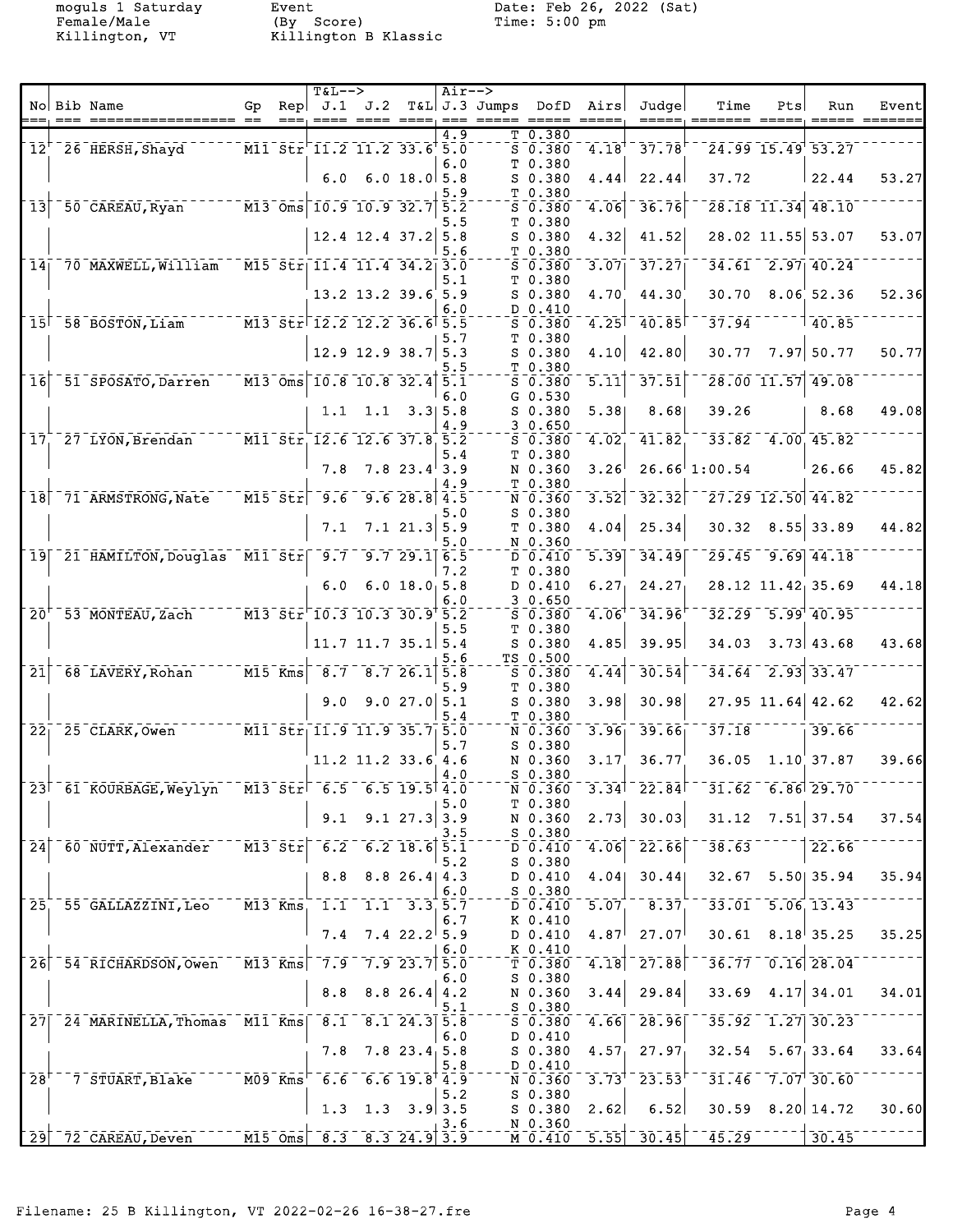moguls 1 Saturday
Female/Male
Killington, VT

Event
(By Score)
Killington B Klassic

Date: Feb 26, 2022 (Sat)
Time: 5:00 pm

| No | Bib | Name | Gp | Rep | T&L--> J.1 | J.2 | T&L | Air--> J.3 | Jumps | DofD | Airs | Judge | Time | Pts | Run | Event |
|---|---|---|---|---|---|---|---|---|---|---|---|---|---|---|---|---|
| | | | | | | | | 4.9 | T | 0.380 | | | | | | |
| 12 | 26 | HERSH, Shayd | M11 | Str | 11.2 | 11.2 | 33.6 | 5.0 | S | 0.380 | 4.18 | 37.78 | 24.99 | 15.49 | 53.27 | |
| | | | | | | | | 6.0 | T | 0.380 | | | | | | |
| | | | | | 6.0 | 6.0 | 18.0 | 5.8 | S | 0.380 | 4.44 | 22.44 | 37.72 | | 22.44 | 53.27 |
| | | | | | | | | 5.9 | T | 0.380 | | | | | | |
| 13 | 50 | CAREAU, Ryan | M13 | Oms | 10.9 | 10.9 | 32.7 | 5.2 | S | 0.380 | 4.06 | 36.76 | 28.18 | 11.34 | 48.10 | |
| | | | | | | | | 5.5 | T | 0.380 | | | | | | |
| | | | | | 12.4 | 12.4 | 37.2 | 5.8 | S | 0.380 | 4.32 | 41.52 | 28.02 | 11.55 | 53.07 | 53.07 |
| | | | | | | | | 5.6 | T | 0.380 | | | | | | |
| 14 | 70 | MAXWELL, William | M15 | Str | 11.4 | 11.4 | 34.2 | 3.0 | S | 0.380 | 3.07 | 37.27 | 34.61 | 2.97 | 40.24 | |
| | | | | | | | | 5.1 | T | 0.380 | | | | | | |
| | | | | | 13.2 | 13.2 | 39.6 | 5.9 | S | 0.380 | 4.70 | 44.30 | 30.70 | 8.06 | 52.36 | 52.36 |
| | | | | | | | | 6.0 | D | 0.410 | | | | | | |
| 15 | 58 | BOSTON, Liam | M13 | Str | 12.2 | 12.2 | 36.6 | 5.5 | S | 0.380 | 4.25 | 40.85 | 37.94 | | 40.85 | |
| | | | | | | | | 5.7 | T | 0.380 | | | | | | |
| | | | | | 12.9 | 12.9 | 38.7 | 5.3 | S | 0.380 | 4.10 | 42.80 | 30.77 | 7.97 | 50.77 | 50.77 |
| | | | | | | | | 5.5 | T | 0.380 | | | | | | |
| 16 | 51 | SPOSATO, Darren | M13 | Oms | 10.8 | 10.8 | 32.4 | 5.1 | S | 0.380 | 5.11 | 37.51 | 28.00 | 11.57 | 49.08 | |
| | | | | | | | | 6.0 | G | 0.530 | | | | | | |
| | | | | | 1.1 | 1.1 | 3.3 | 5.8 | S | 0.380 | 5.38 | 8.68 | 39.26 | | 8.68 | 49.08 |
| | | | | | | | | 4.9 | 3 | 0.650 | | | | | | |
| 17 | 27 | LYON, Brendan | M11 | Str | 12.6 | 12.6 | 37.8 | 5.2 | S | 0.380 | 4.02 | 41.82 | 33.82 | 4.00 | 45.82 | |
| | | | | | | | | 5.4 | T | 0.380 | | | | | | |
| | | | | | 7.8 | 7.8 | 23.4 | 3.9 | N | 0.360 | 3.26 | 26.66 | 1:00.54 | | 26.66 | 45.82 |
| | | | | | | | | 4.9 | T | 0.380 | | | | | | |
| 18 | 71 | ARMSTRONG, Nate | M15 | Str | 9.6 | 9.6 | 28.8 | 4.5 | N | 0.360 | 3.52 | 32.32 | 27.29 | 12.50 | 44.82 | |
| | | | | | | | | 5.0 | S | 0.380 | | | | | | |
| | | | | | 7.1 | 7.1 | 21.3 | 5.9 | T | 0.380 | 4.04 | 25.34 | 30.32 | 8.55 | 33.89 | 44.82 |
| | | | | | | | | 5.0 | N | 0.360 | | | | | | |
| 19 | 21 | HAMILTON, Douglas | M11 | Str | 9.7 | 9.7 | 29.1 | 6.5 | D | 0.410 | 5.39 | 34.49 | 29.45 | 9.69 | 44.18 | |
| | | | | | | | | 7.2 | T | 0.380 | | | | | | |
| | | | | | 6.0 | 6.0 | 18.0 | 5.8 | D | 0.410 | 6.27 | 24.27 | 28.12 | 11.42 | 35.69 | 44.18 |
| | | | | | | | | 6.0 | 3 | 0.650 | | | | | | |
| 20 | 53 | MONTEAU, Zach | M13 | Str | 10.3 | 10.3 | 30.9 | 5.2 | S | 0.380 | 4.06 | 34.96 | 32.29 | 5.99 | 40.95 | |
| | | | | | | | | 5.5 | T | 0.380 | | | | | | |
| | | | | | 11.7 | 11.7 | 35.1 | 5.4 | S | 0.380 | 4.85 | 39.95 | 34.03 | 3.73 | 43.68 | 43.68 |
| | | | | | | | | 5.6 | TS | 0.500 | | | | | | |
| 21 | 68 | LAVERY, Rohan | M15 | Kms | 8.7 | 8.7 | 26.1 | 5.8 | S | 0.380 | 4.44 | 30.54 | 34.64 | 2.93 | 33.47 | |
| | | | | | | | | 5.9 | T | 0.380 | | | | | | |
| | | | | | 9.0 | 9.0 | 27.0 | 5.1 | S | 0.380 | 3.98 | 30.98 | 27.95 | 11.64 | 42.62 | 42.62 |
| | | | | | | | | 5.4 | T | 0.380 | | | | | | |
| 22 | 25 | CLARK, Owen | M11 | Str | 11.9 | 11.9 | 35.7 | 5.0 | N | 0.360 | 3.96 | 39.66 | 37.18 | | 39.66 | |
| | | | | | | | | 5.7 | S | 0.380 | | | | | | |
| | | | | | 11.2 | 11.2 | 33.6 | 4.6 | N | 0.360 | 3.17 | 36.77 | 36.05 | 1.10 | 37.87 | 39.66 |
| | | | | | | | | 4.0 | S | 0.380 | | | | | | |
| 23 | 61 | KOURBAGE, Weylyn | M13 | Str | 6.5 | 6.5 | 19.5 | 4.0 | N | 0.360 | 3.34 | 22.84 | 31.62 | 6.86 | 29.70 | |
| | | | | | | | | 5.0 | T | 0.380 | | | | | | |
| | | | | | 9.1 | 9.1 | 27.3 | 3.9 | N | 0.360 | 2.73 | 30.03 | 31.12 | 7.51 | 37.54 | 37.54 |
| | | | | | | | | 3.5 | S | 0.380 | | | | | | |
| 24 | 60 | NUTT, Alexander | M13 | Str | 6.2 | 6.2 | 18.6 | 5.1 | D | 0.410 | 4.06 | 22.66 | 38.63 | | 22.66 | |
| | | | | | | | | 5.2 | S | 0.380 | | | | | | |
| | | | | | 8.8 | 8.8 | 26.4 | 4.3 | D | 0.410 | 4.04 | 30.44 | 32.67 | 5.50 | 35.94 | 35.94 |
| | | | | | | | | 6.0 | S | 0.380 | | | | | | |
| 25 | 55 | GALLAZZINI, Leo | M13 | Kms | 1.1 | 1.1 | 3.3 | 5.7 | D | 0.410 | 5.07 | 8.37 | 33.01 | 5.06 | 13.43 | |
| | | | | | | | | 6.7 | K | 0.410 | | | | | | |
| | | | | | 7.4 | 7.4 | 22.2 | 5.9 | D | 0.410 | 4.87 | 27.07 | 30.61 | 8.18 | 35.25 | 35.25 |
| | | | | | | | | 6.0 | K | 0.410 | | | | | | |
| 26 | 54 | RICHARDSON, Owen | M13 | Kms | 7.9 | 7.9 | 23.7 | 5.0 | T | 0.380 | 4.18 | 27.88 | 36.77 | 0.16 | 28.04 | |
| | | | | | | | | 6.0 | S | 0.380 | | | | | | |
| | | | | | 8.8 | 8.8 | 26.4 | 4.2 | N | 0.360 | 3.44 | 29.84 | 33.69 | 4.17 | 34.01 | 34.01 |
| | | | | | | | | 5.1 | S | 0.380 | | | | | | |
| 27 | 24 | MARINELLA, Thomas | M11 | Kms | 8.1 | 8.1 | 24.3 | 5.8 | S | 0.380 | 4.66 | 28.96 | 35.92 | 1.27 | 30.23 | |
| | | | | | | | | 6.0 | D | 0.410 | | | | | | |
| | | | | | 7.8 | 7.8 | 23.4 | 5.8 | S | 0.380 | 4.57 | 27.97 | 32.54 | 5.67 | 33.64 | 33.64 |
| | | | | | | | | 5.8 | D | 0.410 | | | | | | |
| 28 | 7 | STUART, Blake | M09 | Kms | 6.6 | 6.6 | 19.8 | 4.9 | N | 0.360 | 3.73 | 23.53 | 31.46 | 7.07 | 30.60 | |
| | | | | | | | | 5.2 | S | 0.380 | | | | | | |
| | | | | | 1.3 | 1.3 | 3.9 | 3.5 | S | 0.380 | 2.62 | 6.52 | 30.59 | 8.20 | 14.72 | 30.60 |
| | | | | | | | | 3.6 | N | 0.360 | | | | | | |
| 29 | 72 | CAREAU, Deven | M15 | Oms | 8.3 | 8.3 | 24.9 | 3.9 | M | 0.410 | 5.55 | 30.45 | 45.29 | | 30.45 | |

Filename: 25 B Killington, VT 2022-02-26 16-38-27.fre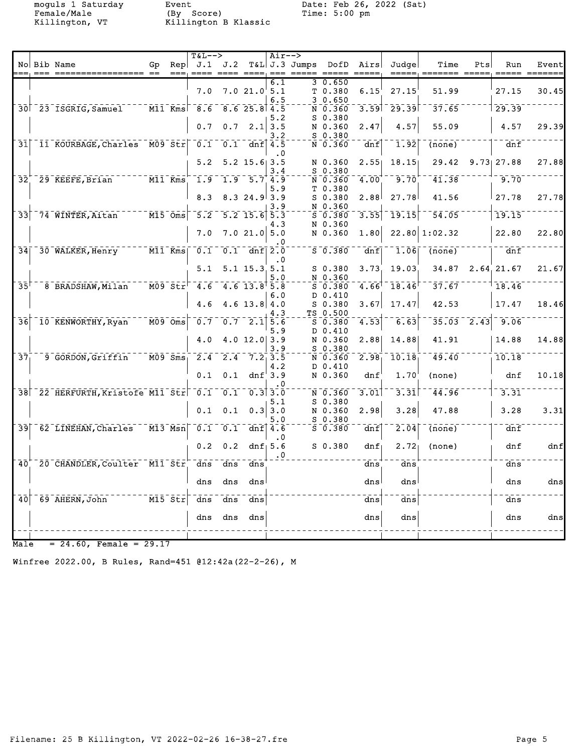moguls 1 Saturday
Female/Male
Killington, VT

Event
(By Score)
Killington B Klassic

Date: Feb 26, 2022 (Sat)
Time: 5:00 pm

| No | Bib | Name | Gp | Rep | T&L--> J.1 | J.2 | T&L | Air--> J.3 | Jumps | DofD | Airs | Judge | Time | Pts | Run | Event |
|---|---|---|---|---|---|---|---|---|---|---|---|---|---|---|---|---|
| | | | | | | | | 6.1 | 3 | 0.650 | | | | | | |
| | | | | | 7.0 | 7.0 | 21.0 | 5.1 | T | 0.380 | 6.15 | 27.15 | 51.99 | | 27.15 | 30.45 |
| | | | | | | | | 6.5 | 3 | 0.650 | | | | | | |
| 30 | 23 | ISGRIG,Samuel | M11 | Kms | 8.6 | 8.6 | 25.8 | 4.5 | N | 0.360 | 3.59 | 29.39 | 37.65 | | 29.39 | |
| | | | | | | | | 5.2 | S | 0.380 | | | | | | |
| | | | | | 0.7 | 0.7 | 2.1 | 3.5 | N | 0.360 | 2.47 | 4.57 | 55.09 | | 4.57 | 29.39 |
| | | | | | | | | 3.2 | S | 0.380 | | | | | | |
| 31 | 11 | KOURBAGE,Charles | M09 | Str | 0.1 | 0.1 | dnf | 4.5 | N | 0.360 | dnf | 1.92 | (none) | | dnf | |
| | | | | | | | | .0 | | | | | | | | |
| | | | | | 5.2 | 5.2 | 15.6 | 3.5 | N | 0.360 | 2.55 | 18.15 | 29.42 | 9.73 | 27.88 | 27.88 |
| | | | | | | | | 3.4 | S | 0.380 | | | | | | |
| 32 | 29 | KEEFE,Brian | M11 | Kms | 1.9 | 1.9 | 5.7 | 4.9 | N | 0.360 | 4.00 | 9.70 | 41.38 | | 9.70 | |
| | | | | | | | | 5.9 | T | 0.380 | | | | | | |
| | | | | | 8.3 | 8.3 | 24.9 | 3.9 | S | 0.380 | 2.88 | 27.78 | 41.56 | | 27.78 | 27.78 |
| | | | | | | | | 3.9 | N | 0.360 | | | | | | |
| 33 | 74 | WINTER,Aitan | M15 | Oms | 5.2 | 5.2 | 15.6 | 5.3 | S | 0.380 | 3.55 | 19.15 | 54.05 | | 19.15 | |
| | | | | | | | | 4.3 | N | 0.360 | | | | | | |
| | | | | | 7.0 | 7.0 | 21.0 | 5.0 | N | 0.360 | 1.80 | 22.80 | 1:02.32 | | 22.80 | 22.80 |
| | | | | | | | | .0 | | | | | | | | |
| 34 | 30 | WALKER,Henry | M11 | Kms | 0.1 | 0.1 | dnf | 2.0 | S | 0.380 | dnf | 1.06 | (none) | | dnf | |
| | | | | | | | | .0 | | | | | | | | |
| | | | | | 5.1 | 5.1 | 15.3 | 5.1 | S | 0.380 | 3.73 | 19.03 | 34.87 | 2.64 | 21.67 | 21.67 |
| | | | | | | | | 5.0 | N | 0.360 | | | | | | |
| 35 | 8 | BRADSHAW,Milan | M09 | Str | 4.6 | 4.6 | 13.8 | 5.8 | S | 0.380 | 4.66 | 18.46 | 37.67 | | 18.46 | |
| | | | | | | | | 6.0 | D | 0.410 | | | | | | |
| | | | | | 4.6 | 4.6 | 13.8 | 4.0 | S | 0.380 | 3.67 | 17.47 | 42.53 | | 17.47 | 18.46 |
| | | | | | | | | 4.3 | TS | 0.500 | | | | | | |
| 36 | 10 | KENWORTHY,Ryan | M09 | Oms | 0.7 | 0.7 | 2.1 | 5.6 | S | 0.380 | 4.53 | 6.63 | 35.03 | 2.43 | 9.06 | |
| | | | | | | | | 5.9 | D | 0.410 | | | | | | |
| | | | | | 4.0 | 4.0 | 12.0 | 3.9 | N | 0.360 | 2.88 | 14.88 | 41.91 | | 14.88 | 14.88 |
| | | | | | | | | 3.9 | S | 0.380 | | | | | | |
| 37 | 9 | GORDON,Griffin | M09 | Sms | 2.4 | 2.4 | 7.2 | 3.5 | N | 0.360 | 2.98 | 10.18 | 49.40 | | 10.18 | |
| | | | | | | | | 4.2 | D | 0.410 | | | | | | |
| | | | | | 0.1 | 0.1 | dnf | 3.9 | N | 0.360 | dnf | 1.70 | (none) | | dnf | 10.18 |
| | | | | | | | | .0 | | | | | | | | |
| 38 | 22 | HERFURTH,Kristofe | M11 | Str | 0.1 | 0.1 | 0.3 | 3.0 | N | 0.360 | 3.01 | 3.31 | 44.96 | | 3.31 | |
| | | | | | | | | 5.1 | S | 0.380 | | | | | | |
| | | | | | 0.1 | 0.1 | 0.3 | 3.0 | N | 0.360 | 2.98 | 3.28 | 47.88 | | 3.28 | 3.31 |
| | | | | | | | | 5.0 | S | 0.380 | | | | | | |
| 39 | 62 | LINEHAN,Charles | M13 | Msn | 0.1 | 0.1 | dnf | 4.6 | S | 0.380 | dnf | 2.04 | (none) | | dnf | |
| | | | | | | | | .0 | | | | | | | | |
| | | | | | 0.2 | 0.2 | dnf | 5.6 | S | 0.380 | dnf | 2.72 | (none) | | dnf | dnf |
| | | | | | | | | .0 | | | | | | | | |
| 40 | 20 | CHANDLER,Coulter | M11 | Str | dns | dns | dns | | | | dns | dns | | | dns | |
| | | | | | dns | dns | dns | | | | dns | dns | | | dns | dns |
| 40 | 69 | AHERN,John | M15 | Str | dns | dns | dns | | | | dns | dns | | | dns | |
| | | | | | dns | dns | dns | | | | dns | dns | | | dns | dns |

Male = 24.60, Female = 29.17

Winfree 2022.00, B Rules, Rand=451 @12:42a(22-2-26), M

Filename: 25 B Killington, VT 2022-02-26 16-38-27.fre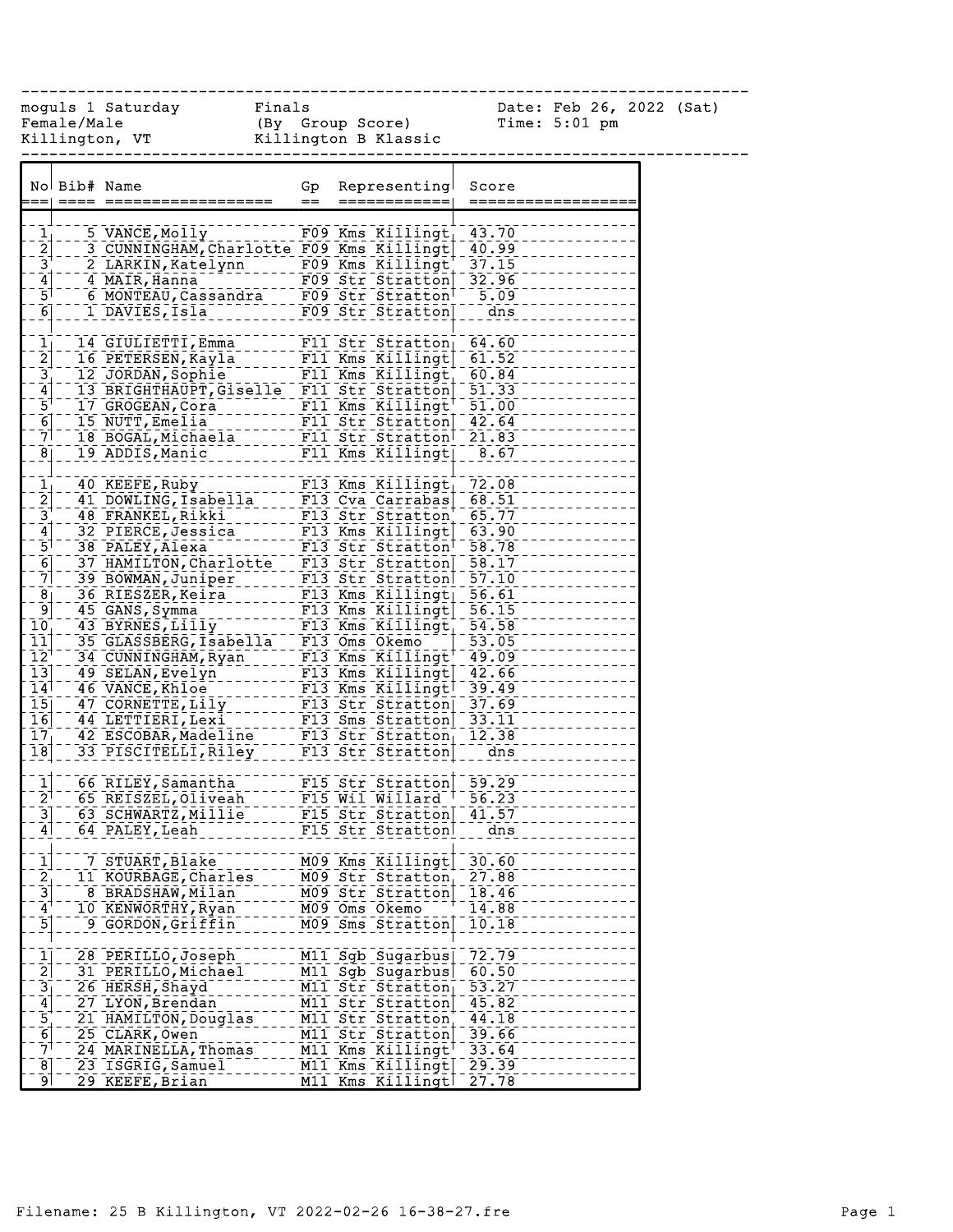moguls 1 Saturday | Finals | Date: Feb 26, 2022 (Sat)
Female/Male | (By Group Score) | Time: 5:01 pm
Killington, VT | Killington B Klassic

| No | Bib# | Name | Gp | Representing | Score |
|---|---|---|---|---|---|
| 1 | 5 | VANCE,Molly | F09 | Kms Killingt | 43.70 |
| 2 | 3 | CUNNINGHAM,Charlotte | F09 | Kms Killingt | 40.99 |
| 3 | 2 | LARKIN,Katelynn | F09 | Kms Killingt | 37.15 |
| 4 | 4 | MAIR,Hanna | F09 | Str Stratton | 32.96 |
| 5 | 6 | MONTEAU,Cassandra | F09 | Str Stratton | 5.09 |
| 6 | 1 | DAVIES,Isla | F09 | Str Stratton | dns |
| | | | | | |
| 1 | 14 | GIULIETTI,Emma | F11 | Str Stratton | 64.60 |
| 2 | 16 | PETERSEN,Kayla | F11 | Kms Killingt | 61.52 |
| 3 | 12 | JORDAN,Sophie | F11 | Kms Killingt | 60.84 |
| 4 | 13 | BRIGHTHAUPT,Giselle | F11 | Str Stratton | 51.33 |
| 5 | 17 | GROGEAN,Cora | F11 | Kms Killingt | 51.00 |
| 6 | 15 | NUTT,Emelia | F11 | Str Stratton | 42.64 |
| 7 | 18 | BOGAL,Michaela | F11 | Str Stratton | 21.83 |
| 8 | 19 | ADDIS,Manic | F11 | Kms Killingt | 8.67 |
| | | | | | |
| 1 | 40 | KEEFE,Ruby | F13 | Kms Killingt | 72.08 |
| 2 | 41 | DOWLING,Isabella | F13 | Cva Carrabas | 68.51 |
| 3 | 48 | FRANKEL,Rikki | F13 | Str Stratton | 65.77 |
| 4 | 32 | PIERCE,Jessica | F13 | Kms Killingt | 63.90 |
| 5 | 38 | PALEY,Alexa | F13 | Str Stratton | 58.78 |
| 6 | 37 | HAMILTON,Charlotte | F13 | Str Stratton | 58.17 |
| 7 | 39 | BOWMAN,Juniper | F13 | Str Stratton | 57.10 |
| 8 | 36 | RIESZER,Keira | F13 | Kms Killingt | 56.61 |
| 9 | 45 | GANS,Symma | F13 | Kms Killingt | 56.15 |
| 10 | 43 | BYRNES,Lilly | F13 | Kms Killingt | 54.58 |
| 11 | 35 | GLASSBERG,Isabella | F13 | Oms Okemo | 53.05 |
| 12 | 34 | CUNNINGHAM,Ryan | F13 | Kms Killingt | 49.09 |
| 13 | 49 | SELAN,Evelyn | F13 | Kms Killingt | 42.66 |
| 14 | 46 | VANCE,Khloe | F13 | Kms Killingt | 39.49 |
| 15 | 47 | CORNETTE,Lily | F13 | Str Stratton | 37.69 |
| 16 | 44 | LETTIERI,Lexi | F13 | Sms Stratton | 33.11 |
| 17 | 42 | ESCOBAR,Madeline | F13 | Str Stratton | 12.38 |
| 18 | 33 | PISCITELLI,Riley | F13 | Str Stratton | dns |
| | | | | | |
| 1 | 66 | RILEY,Samantha | F15 | Str Stratton | 59.29 |
| 2 | 65 | REISZEL,Oliveah | F15 | Wil Willard | 56.23 |
| 3 | 63 | SCHWARTZ,Millie | F15 | Str Stratton | 41.57 |
| 4 | 64 | PALEY,Leah | F15 | Str Stratton | dns |
| | | | | | |
| 1 | 7 | STUART,Blake | M09 | Kms Killingt | 30.60 |
| 2 | 11 | KOURBAGE,Charles | M09 | Str Stratton | 27.88 |
| 3 | 8 | BRADSHAW,Milan | M09 | Str Stratton | 18.46 |
| 4 | 10 | KENWORTHY,Ryan | M09 | Oms Okemo | 14.88 |
| 5 | 9 | GORDON,Griffin | M09 | Sms Stratton | 10.18 |
| | | | | | |
| 1 | 28 | PERILLO,Joseph | M11 | Sgb Sugarbus | 72.79 |
| 2 | 31 | PERILLO,Michael | M11 | Sgb Sugarbus | 60.50 |
| 3 | 26 | HERSH,Shayd | M11 | Str Stratton | 53.27 |
| 4 | 27 | LYON,Brendan | M11 | Str Stratton | 45.82 |
| 5 | 21 | HAMILTON,Douglas | M11 | Str Stratton | 44.18 |
| 6 | 25 | CLARK,Owen | M11 | Str Stratton | 39.66 |
| 7 | 24 | MARINELLA,Thomas | M11 | Kms Killingt | 33.64 |
| 8 | 23 | ISGRIG,Samuel | M11 | Kms Killingt | 29.39 |
| 9 | 29 | KEEFE,Brian | M11 | Kms Killingt | 27.78 |

Filename: 25 B Killington, VT 2022-02-26 16-38-27.fre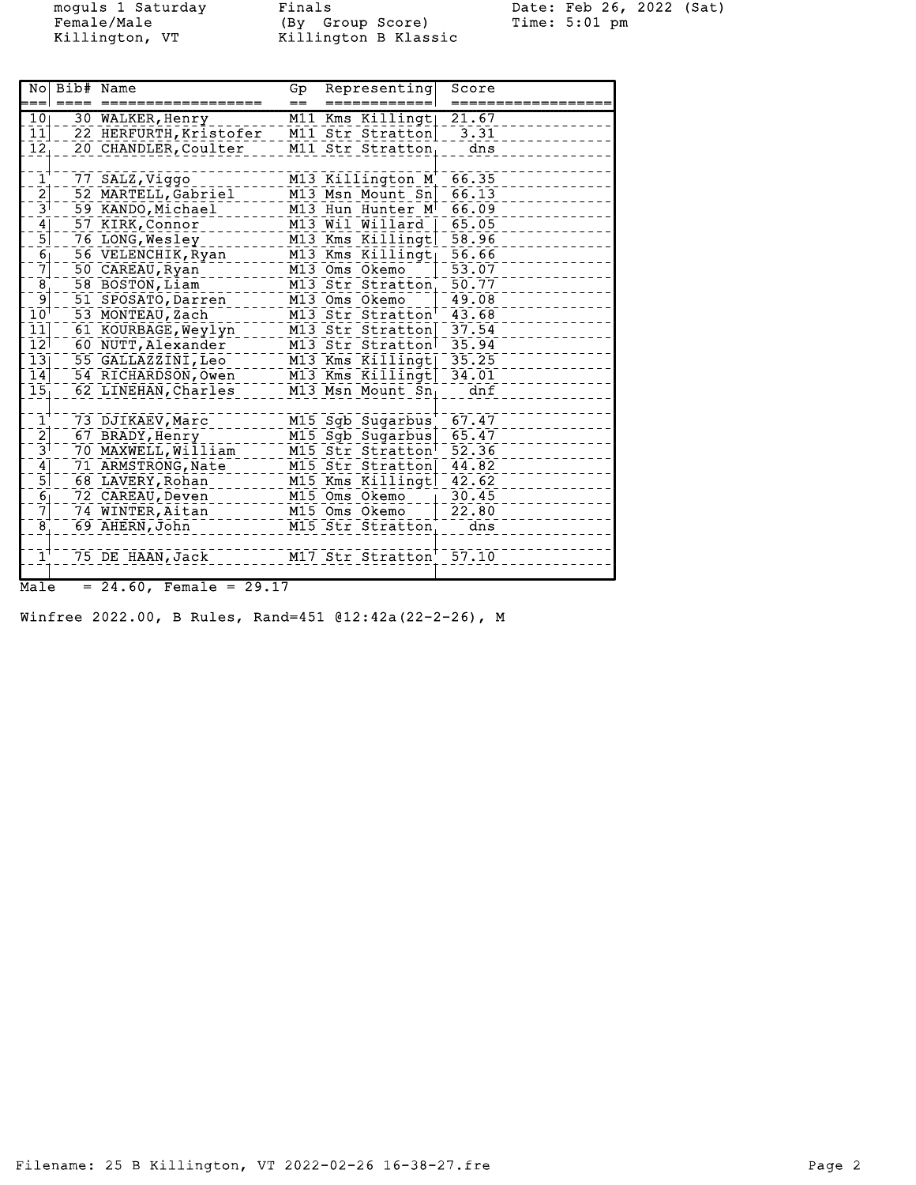moguls 1 Saturday
Female/Male
Killington, VT

Finals
(By Group Score)
Killington B Klassic

Date: Feb 26, 2022 (Sat)
Time: 5:01 pm

| No | Bib# | Name | Gp | Representing | Score |
|---|---|---|---|---|---|
| 10 | 30 | WALKER,Henry | M11 | Kms Killingt | 21.67 |
| 11 | 22 | HERFURTH,Kristofer | M11 | Str Stratton | 3.31 |
| 12 | 20 | CHANDLER,Coulter | M11 | Str Stratton | dns |
| | | | | | |
| 1 | 77 | SALZ,Viggo | M13 | Killington M | 66.35 |
| 2 | 52 | MARTELL,Gabriel | M13 | Msn Mount Sn | 66.13 |
| 3 | 59 | KANDO,Michael | M13 | Hun Hunter M | 66.09 |
| 4 | 57 | KIRK,Connor | M13 | Wil Willard | 65.05 |
| 5 | 76 | LONG,Wesley | M13 | Kms Killingt | 58.96 |
| 6 | 56 | VELENCHIK,Ryan | M13 | Kms Killingt | 56.66 |
| 7 | 50 | CAREAU,Ryan | M13 | Oms Okemo | 53.07 |
| 8 | 58 | BOSTON,Liam | M13 | Str Stratton | 50.77 |
| 9 | 51 | SPOSATO,Darren | M13 | Oms Okemo | 49.08 |
| 10 | 53 | MONTEAU,Zach | M13 | Str Stratton | 43.68 |
| 11 | 61 | KOURBAGE,Weylyn | M13 | Str Stratton | 37.54 |
| 12 | 60 | NUTT,Alexander | M13 | Str Stratton | 35.94 |
| 13 | 55 | GALLAZZINI,Leo | M13 | Kms Killingt | 35.25 |
| 14 | 54 | RICHARDSON,Owen | M13 | Kms Killingt | 34.01 |
| 15 | 62 | LINEHAN,Charles | M13 | Msn Mount Sn | dnf |
| | | | | | |
| 1 | 73 | DJIKAEV,Marc | M15 | Sgb Sugarbus | 67.47 |
| 2 | 67 | BRADY,Henry | M15 | Sgb Sugarbus | 65.47 |
| 3 | 70 | MAXWELL,William | M15 | Str Stratton | 52.36 |
| 4 | 71 | ARMSTRONG,Nate | M15 | Str Stratton | 44.82 |
| 5 | 68 | LAVERY,Rohan | M15 | Kms Killingt | 42.62 |
| 6 | 72 | CAREAU,Deven | M15 | Oms Okemo | 30.45 |
| 7 | 74 | WINTER,Aitan | M15 | Oms Okemo | 22.80 |
| 8 | 69 | AHERN,John | M15 | Str Stratton | dns |
| | | | | | |
| 1 | 75 | DE HAAN,Jack | M17 | Str Stratton | 57.10 |

Male = 24.60, Female = 29.17

Winfree 2022.00, B Rules, Rand=451 @12:42a(22-2-26), M

Filename: 25 B Killington, VT 2022-02-26 16-38-27.fre